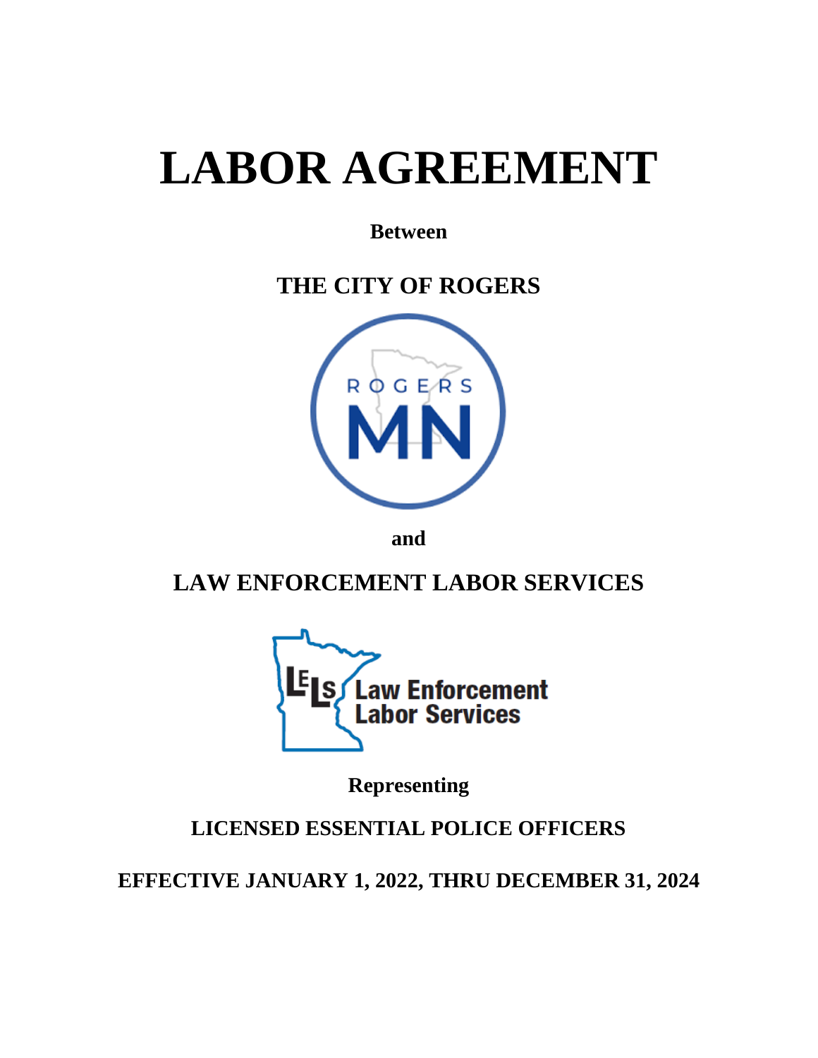# LABOR AGREEMENT

**Between**

## THE CITY OF ROGERS

**and**

## LAW ENFORCEMENT LABOR SERVICES

**Representing**

### LICENSED ESSENTIAL POLICE OFFICERS

### EFFECTIVE JANUARY 1, 2022, THRU DECEMBER 31, 2024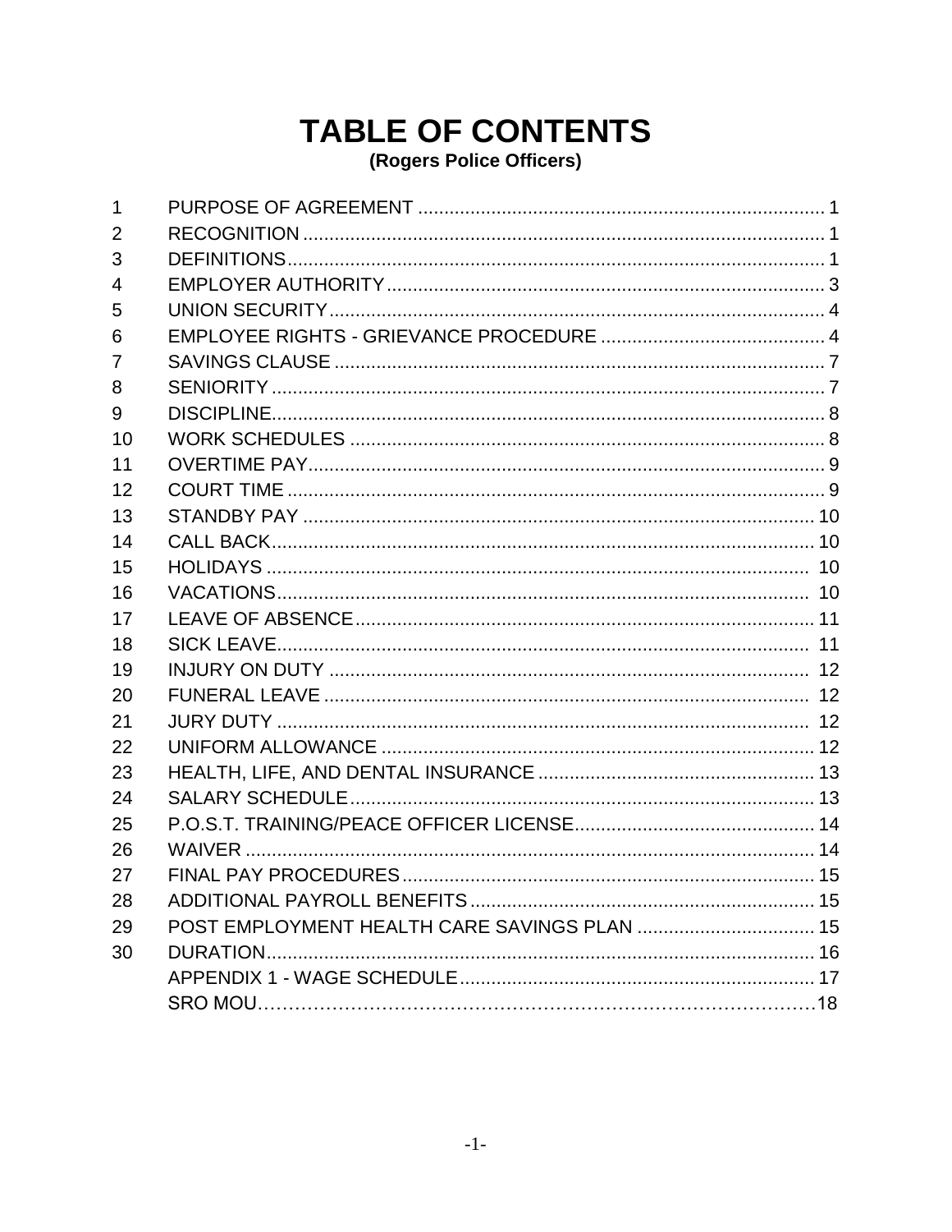# TABLE OF CONTENTS

**(Rogers Police Officers)**

| | | |
|---|---|---|
| 1 | PURPOSE OF AGREEMENT | 1 |
| 2 | RECOGNITION | 1 |
| 3 | DEFINITIONS | 1 |
| 4 | EMPLOYER AUTHORITY | 3 |
| 5 | UNION SECURITY | 4 |
| 6 | EMPLOYEE RIGHTS - GRIEVANCE PROCEDURE | 4 |
| 7 | SAVINGS CLAUSE | 7 |
| 8 | SENIORITY | 7 |
| 9 | DISCIPLINE | 8 |
| 10 | WORK SCHEDULES | 8 |
| 11 | OVERTIME PAY | 9 |
| 12 | COURT TIME | 9 |
| 13 | STANDBY PAY | 10 |
| 14 | CALL BACK | 10 |
| 15 | HOLIDAYS | 10 |
| 16 | VACATIONS | 10 |
| 17 | LEAVE OF ABSENCE | 11 |
| 18 | SICK LEAVE | 11 |
| 19 | INJURY ON DUTY | 12 |
| 20 | FUNERAL LEAVE | 12 |
| 21 | JURY DUTY | 12 |
| 22 | UNIFORM ALLOWANCE | 12 |
| 23 | HEALTH, LIFE, AND DENTAL INSURANCE | 13 |
| 24 | SALARY SCHEDULE | 13 |
| 25 | P.O.S.T. TRAINING/PEACE OFFICER LICENSE | 14 |
| 26 | WAIVER | 14 |
| 27 | FINAL PAY PROCEDURES | 15 |
| 28 | ADDITIONAL PAYROLL BENEFITS | 15 |
| 29 | POST EMPLOYMENT HEALTH CARE SAVINGS PLAN | 15 |
| 30 | DURATION | 16 |
| | APPENDIX 1 - WAGE SCHEDULE | 17 |
| | SRO MOU | 18 |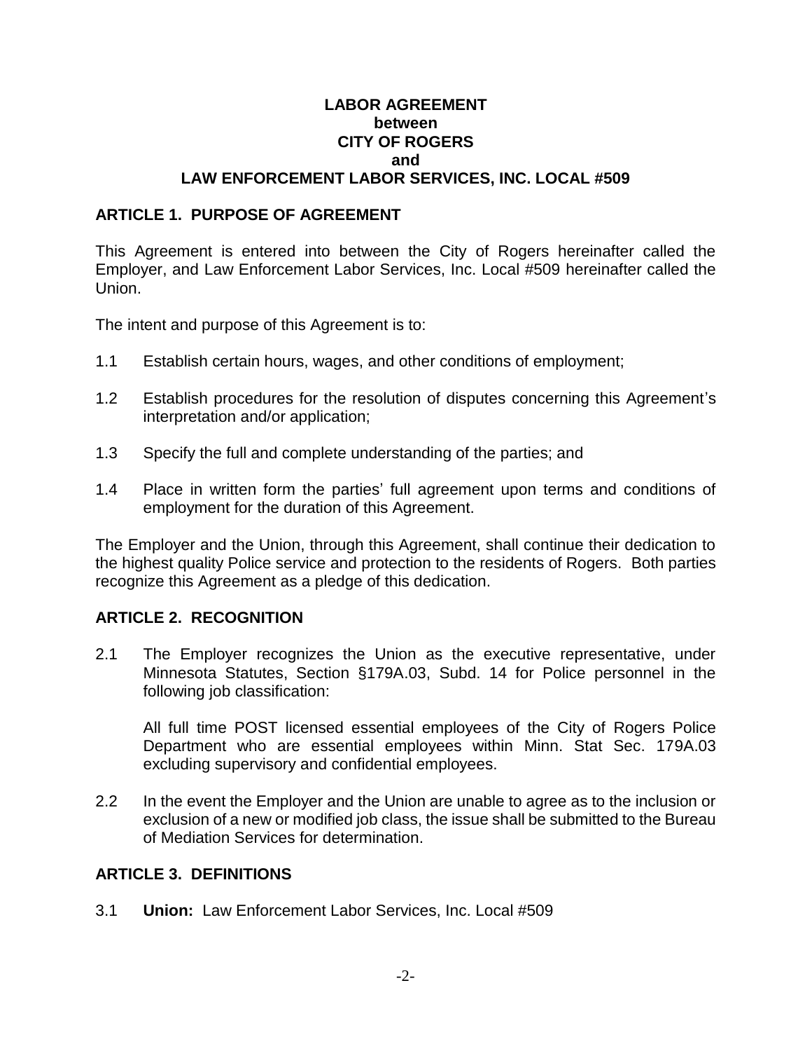**LABOR AGREEMENT**
**between**
**CITY OF ROGERS**
**and**
**LAW ENFORCEMENT LABOR SERVICES, INC. LOCAL #509**

## ARTICLE 1. PURPOSE OF AGREEMENT

This Agreement is entered into between the City of Rogers hereinafter called the Employer, and Law Enforcement Labor Services, Inc. Local #509 hereinafter called the Union.

The intent and purpose of this Agreement is to:

1.1 Establish certain hours, wages, and other conditions of employment;

1.2 Establish procedures for the resolution of disputes concerning this Agreement's interpretation and/or application;

1.3 Specify the full and complete understanding of the parties; and

1.4 Place in written form the parties' full agreement upon terms and conditions of employment for the duration of this Agreement.

The Employer and the Union, through this Agreement, shall continue their dedication to the highest quality Police service and protection to the residents of Rogers. Both parties recognize this Agreement as a pledge of this dedication.

## ARTICLE 2. RECOGNITION

2.1 The Employer recognizes the Union as the executive representative, under Minnesota Statutes, Section §179A.03, Subd. 14 for Police personnel in the following job classification:

All full time POST licensed essential employees of the City of Rogers Police Department who are essential employees within Minn. Stat Sec. 179A.03 excluding supervisory and confidential employees.

2.2 In the event the Employer and the Union are unable to agree as to the inclusion or exclusion of a new or modified job class, the issue shall be submitted to the Bureau of Mediation Services for determination.

## ARTICLE 3. DEFINITIONS

3.1 **Union:** Law Enforcement Labor Services, Inc. Local #509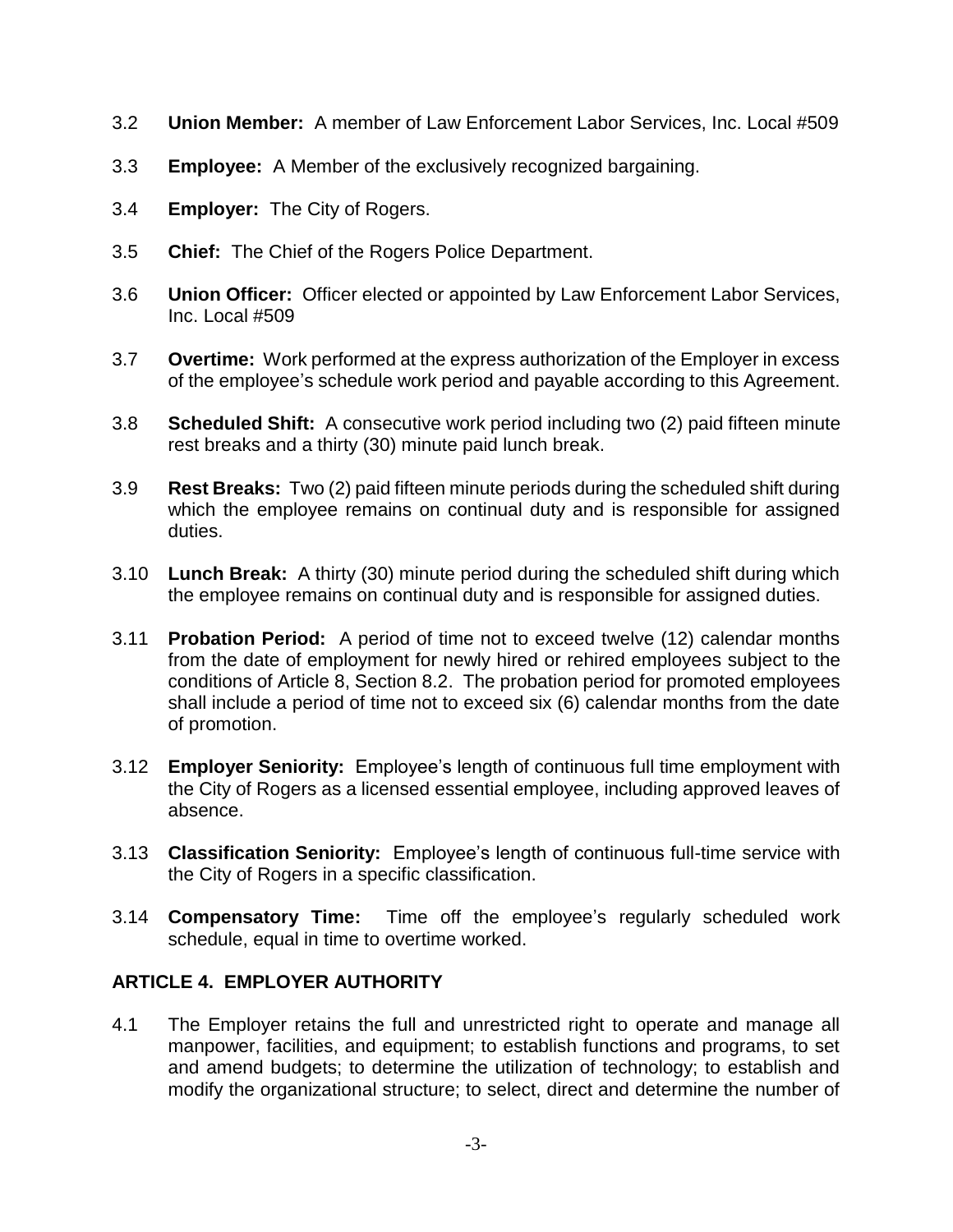3.2 **Union Member:** A member of Law Enforcement Labor Services, Inc. Local #509

3.3 **Employee:** A Member of the exclusively recognized bargaining.

3.4 **Employer:** The City of Rogers.

3.5 **Chief:** The Chief of the Rogers Police Department.

3.6 **Union Officer:** Officer elected or appointed by Law Enforcement Labor Services, Inc. Local #509

3.7 **Overtime:** Work performed at the express authorization of the Employer in excess of the employee's schedule work period and payable according to this Agreement.

3.8 **Scheduled Shift:** A consecutive work period including two (2) paid fifteen minute rest breaks and a thirty (30) minute paid lunch break.

3.9 **Rest Breaks:** Two (2) paid fifteen minute periods during the scheduled shift during which the employee remains on continual duty and is responsible for assigned duties.

3.10 **Lunch Break:** A thirty (30) minute period during the scheduled shift during which the employee remains on continual duty and is responsible for assigned duties.

3.11 **Probation Period:** A period of time not to exceed twelve (12) calendar months from the date of employment for newly hired or rehired employees subject to the conditions of Article 8, Section 8.2. The probation period for promoted employees shall include a period of time not to exceed six (6) calendar months from the date of promotion.

3.12 **Employer Seniority:** Employee's length of continuous full time employment with the City of Rogers as a licensed essential employee, including approved leaves of absence.

3.13 **Classification Seniority:** Employee's length of continuous full-time service with the City of Rogers in a specific classification.

3.14 **Compensatory Time:** Time off the employee's regularly scheduled work schedule, equal in time to overtime worked.

## ARTICLE 4. EMPLOYER AUTHORITY

4.1 The Employer retains the full and unrestricted right to operate and manage all manpower, facilities, and equipment; to establish functions and programs, to set and amend budgets; to determine the utilization of technology; to establish and modify the organizational structure; to select, direct and determine the number of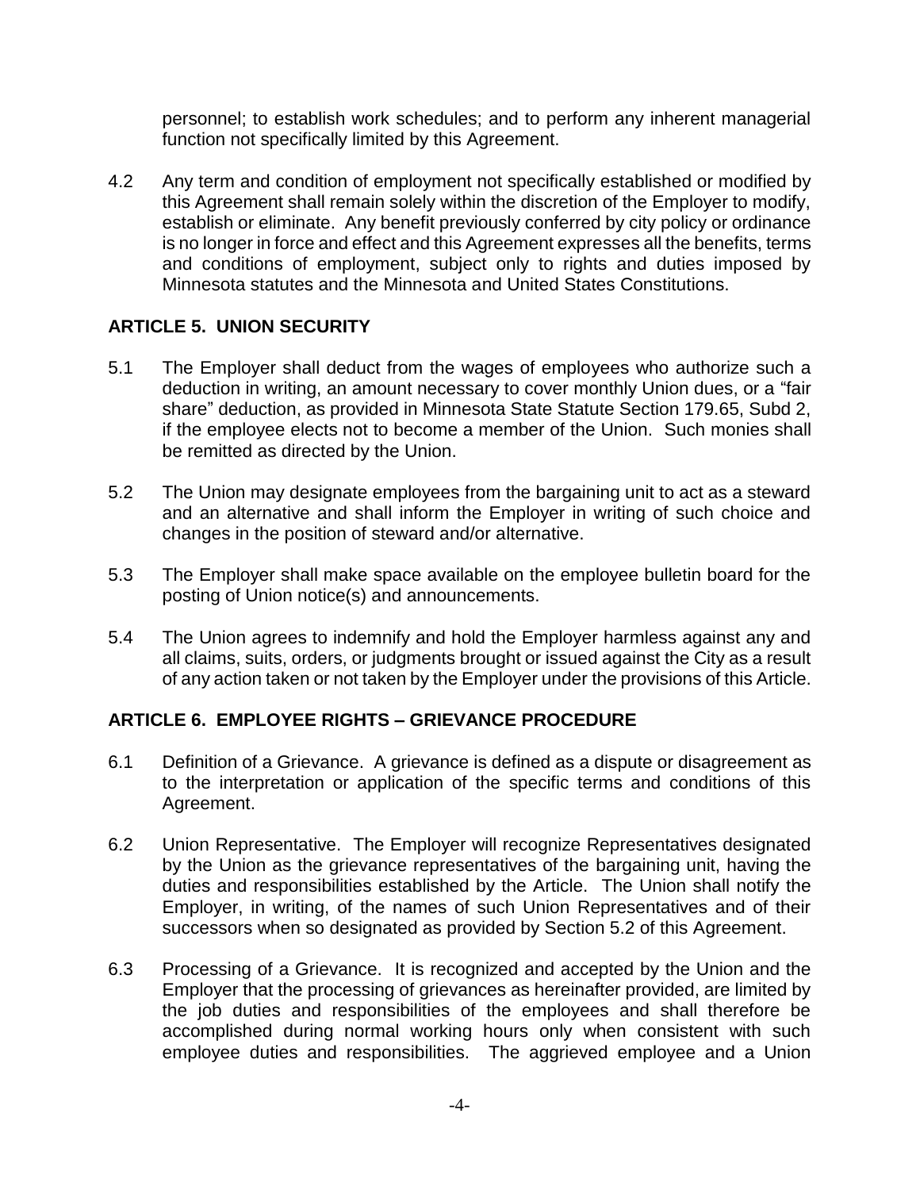personnel; to establish work schedules; and to perform any inherent managerial function not specifically limited by this Agreement.

4.2 Any term and condition of employment not specifically established or modified by this Agreement shall remain solely within the discretion of the Employer to modify, establish or eliminate. Any benefit previously conferred by city policy or ordinance is no longer in force and effect and this Agreement expresses all the benefits, terms and conditions of employment, subject only to rights and duties imposed by Minnesota statutes and the Minnesota and United States Constitutions.

## ARTICLE 5. UNION SECURITY

5.1 The Employer shall deduct from the wages of employees who authorize such a deduction in writing, an amount necessary to cover monthly Union dues, or a "fair share" deduction, as provided in Minnesota State Statute Section 179.65, Subd 2, if the employee elects not to become a member of the Union. Such monies shall be remitted as directed by the Union.

5.2 The Union may designate employees from the bargaining unit to act as a steward and an alternative and shall inform the Employer in writing of such choice and changes in the position of steward and/or alternative.

5.3 The Employer shall make space available on the employee bulletin board for the posting of Union notice(s) and announcements.

5.4 The Union agrees to indemnify and hold the Employer harmless against any and all claims, suits, orders, or judgments brought or issued against the City as a result of any action taken or not taken by the Employer under the provisions of this Article.

## ARTICLE 6. EMPLOYEE RIGHTS – GRIEVANCE PROCEDURE

6.1 Definition of a Grievance. A grievance is defined as a dispute or disagreement as to the interpretation or application of the specific terms and conditions of this Agreement.

6.2 Union Representative. The Employer will recognize Representatives designated by the Union as the grievance representatives of the bargaining unit, having the duties and responsibilities established by the Article. The Union shall notify the Employer, in writing, of the names of such Union Representatives and of their successors when so designated as provided by Section 5.2 of this Agreement.

6.3 Processing of a Grievance. It is recognized and accepted by the Union and the Employer that the processing of grievances as hereinafter provided, are limited by the job duties and responsibilities of the employees and shall therefore be accomplished during normal working hours only when consistent with such employee duties and responsibilities. The aggrieved employee and a Union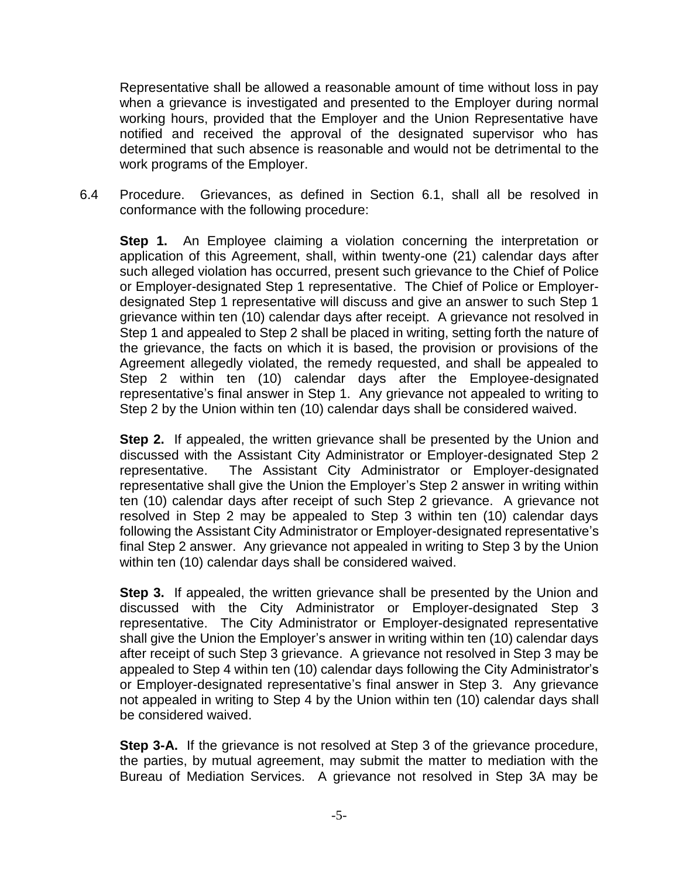Representative shall be allowed a reasonable amount of time without loss in pay when a grievance is investigated and presented to the Employer during normal working hours, provided that the Employer and the Union Representative have notified and received the approval of the designated supervisor who has determined that such absence is reasonable and would not be detrimental to the work programs of the Employer.

6.4 Procedure. Grievances, as defined in Section 6.1, shall all be resolved in conformance with the following procedure:

**Step 1.** An Employee claiming a violation concerning the interpretation or application of this Agreement, shall, within twenty-one (21) calendar days after such alleged violation has occurred, present such grievance to the Chief of Police or Employer-designated Step 1 representative. The Chief of Police or Employer-designated Step 1 representative will discuss and give an answer to such Step 1 grievance within ten (10) calendar days after receipt. A grievance not resolved in Step 1 and appealed to Step 2 shall be placed in writing, setting forth the nature of the grievance, the facts on which it is based, the provision or provisions of the Agreement allegedly violated, the remedy requested, and shall be appealed to Step 2 within ten (10) calendar days after the Employee-designated representative's final answer in Step 1. Any grievance not appealed to writing to Step 2 by the Union within ten (10) calendar days shall be considered waived.

**Step 2.** If appealed, the written grievance shall be presented by the Union and discussed with the Assistant City Administrator or Employer-designated Step 2 representative. The Assistant City Administrator or Employer-designated representative shall give the Union the Employer's Step 2 answer in writing within ten (10) calendar days after receipt of such Step 2 grievance. A grievance not resolved in Step 2 may be appealed to Step 3 within ten (10) calendar days following the Assistant City Administrator or Employer-designated representative's final Step 2 answer. Any grievance not appealed in writing to Step 3 by the Union within ten (10) calendar days shall be considered waived.

**Step 3.** If appealed, the written grievance shall be presented by the Union and discussed with the City Administrator or Employer-designated Step 3 representative. The City Administrator or Employer-designated representative shall give the Union the Employer's answer in writing within ten (10) calendar days after receipt of such Step 3 grievance. A grievance not resolved in Step 3 may be appealed to Step 4 within ten (10) calendar days following the City Administrator's or Employer-designated representative's final answer in Step 3. Any grievance not appealed in writing to Step 4 by the Union within ten (10) calendar days shall be considered waived.

**Step 3-A.** If the grievance is not resolved at Step 3 of the grievance procedure, the parties, by mutual agreement, may submit the matter to mediation with the Bureau of Mediation Services. A grievance not resolved in Step 3A may be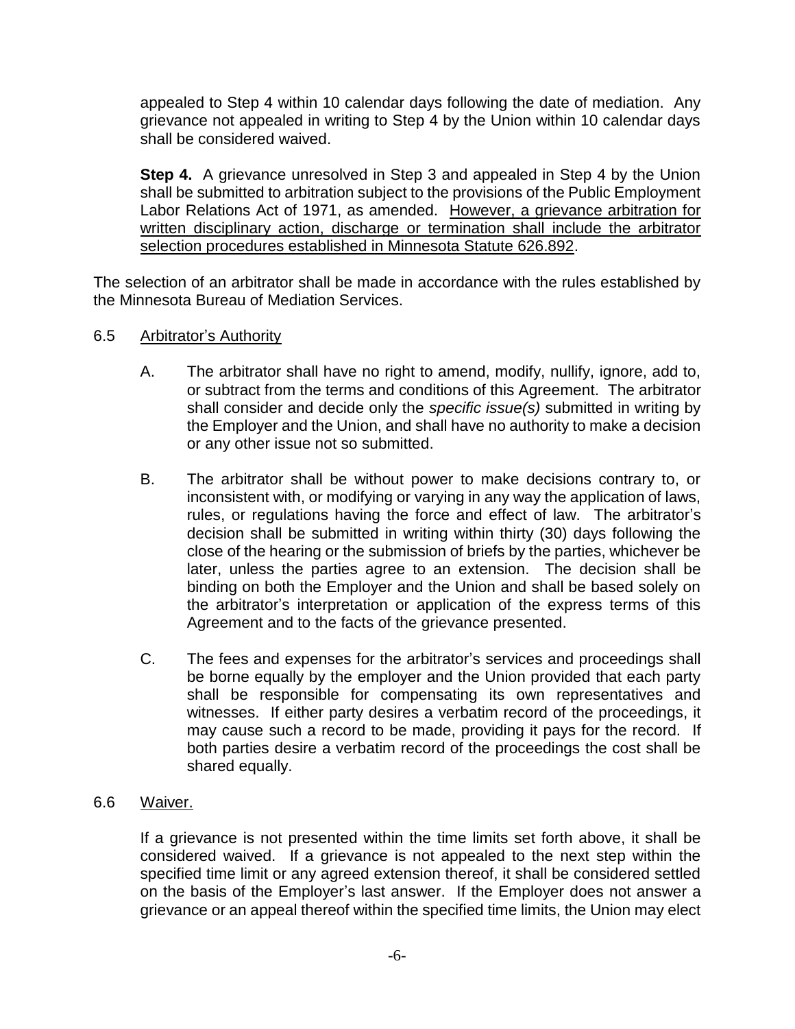appealed to Step 4 within 10 calendar days following the date of mediation. Any grievance not appealed in writing to Step 4 by the Union within 10 calendar days shall be considered waived.

**Step 4.** A grievance unresolved in Step 3 and appealed in Step 4 by the Union shall be submitted to arbitration subject to the provisions of the Public Employment Labor Relations Act of 1971, as amended. <u>However, a grievance arbitration for written disciplinary action, discharge or termination shall include the arbitrator selection procedures established in Minnesota Statute 626.892</u>.

The selection of an arbitrator shall be made in accordance with the rules established by the Minnesota Bureau of Mediation Services.

6.5 <u>Arbitrator's Authority</u>

A. The arbitrator shall have no right to amend, modify, nullify, ignore, add to, or subtract from the terms and conditions of this Agreement. The arbitrator shall consider and decide only the *specific issue(s)* submitted in writing by the Employer and the Union, and shall have no authority to make a decision or any other issue not so submitted.

B. The arbitrator shall be without power to make decisions contrary to, or inconsistent with, or modifying or varying in any way the application of laws, rules, or regulations having the force and effect of law. The arbitrator's decision shall be submitted in writing within thirty (30) days following the close of the hearing or the submission of briefs by the parties, whichever be later, unless the parties agree to an extension. The decision shall be binding on both the Employer and the Union and shall be based solely on the arbitrator's interpretation or application of the express terms of this Agreement and to the facts of the grievance presented.

C. The fees and expenses for the arbitrator's services and proceedings shall be borne equally by the employer and the Union provided that each party shall be responsible for compensating its own representatives and witnesses. If either party desires a verbatim record of the proceedings, it may cause such a record to be made, providing it pays for the record. If both parties desire a verbatim record of the proceedings the cost shall be shared equally.

6.6 <u>Waiver.</u>

If a grievance is not presented within the time limits set forth above, it shall be considered waived. If a grievance is not appealed to the next step within the specified time limit or any agreed extension thereof, it shall be considered settled on the basis of the Employer's last answer. If the Employer does not answer a grievance or an appeal thereof within the specified time limits, the Union may elect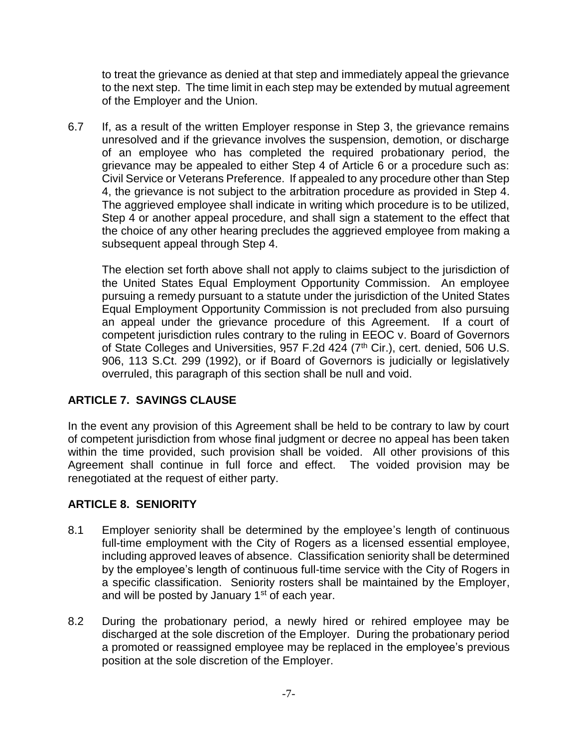to treat the grievance as denied at that step and immediately appeal the grievance to the next step. The time limit in each step may be extended by mutual agreement of the Employer and the Union.

6.7 If, as a result of the written Employer response in Step 3, the grievance remains unresolved and if the grievance involves the suspension, demotion, or discharge of an employee who has completed the required probationary period, the grievance may be appealed to either Step 4 of Article 6 or a procedure such as: Civil Service or Veterans Preference. If appealed to any procedure other than Step 4, the grievance is not subject to the arbitration procedure as provided in Step 4. The aggrieved employee shall indicate in writing which procedure is to be utilized, Step 4 or another appeal procedure, and shall sign a statement to the effect that the choice of any other hearing precludes the aggrieved employee from making a subsequent appeal through Step 4.

The election set forth above shall not apply to claims subject to the jurisdiction of the United States Equal Employment Opportunity Commission. An employee pursuing a remedy pursuant to a statute under the jurisdiction of the United States Equal Employment Opportunity Commission is not precluded from also pursuing an appeal under the grievance procedure of this Agreement. If a court of competent jurisdiction rules contrary to the ruling in EEOC v. Board of Governors of State Colleges and Universities, 957 F.2d 424 (7th Cir.), cert. denied, 506 U.S. 906, 113 S.Ct. 299 (1992), or if Board of Governors is judicially or legislatively overruled, this paragraph of this section shall be null and void.

## ARTICLE 7. SAVINGS CLAUSE

In the event any provision of this Agreement shall be held to be contrary to law by court of competent jurisdiction from whose final judgment or decree no appeal has been taken within the time provided, such provision shall be voided. All other provisions of this Agreement shall continue in full force and effect. The voided provision may be renegotiated at the request of either party.

## ARTICLE 8. SENIORITY

8.1 Employer seniority shall be determined by the employee's length of continuous full-time employment with the City of Rogers as a licensed essential employee, including approved leaves of absence. Classification seniority shall be determined by the employee's length of continuous full-time service with the City of Rogers in a specific classification. Seniority rosters shall be maintained by the Employer, and will be posted by January 1st of each year.

8.2 During the probationary period, a newly hired or rehired employee may be discharged at the sole discretion of the Employer. During the probationary period a promoted or reassigned employee may be replaced in the employee's previous position at the sole discretion of the Employer.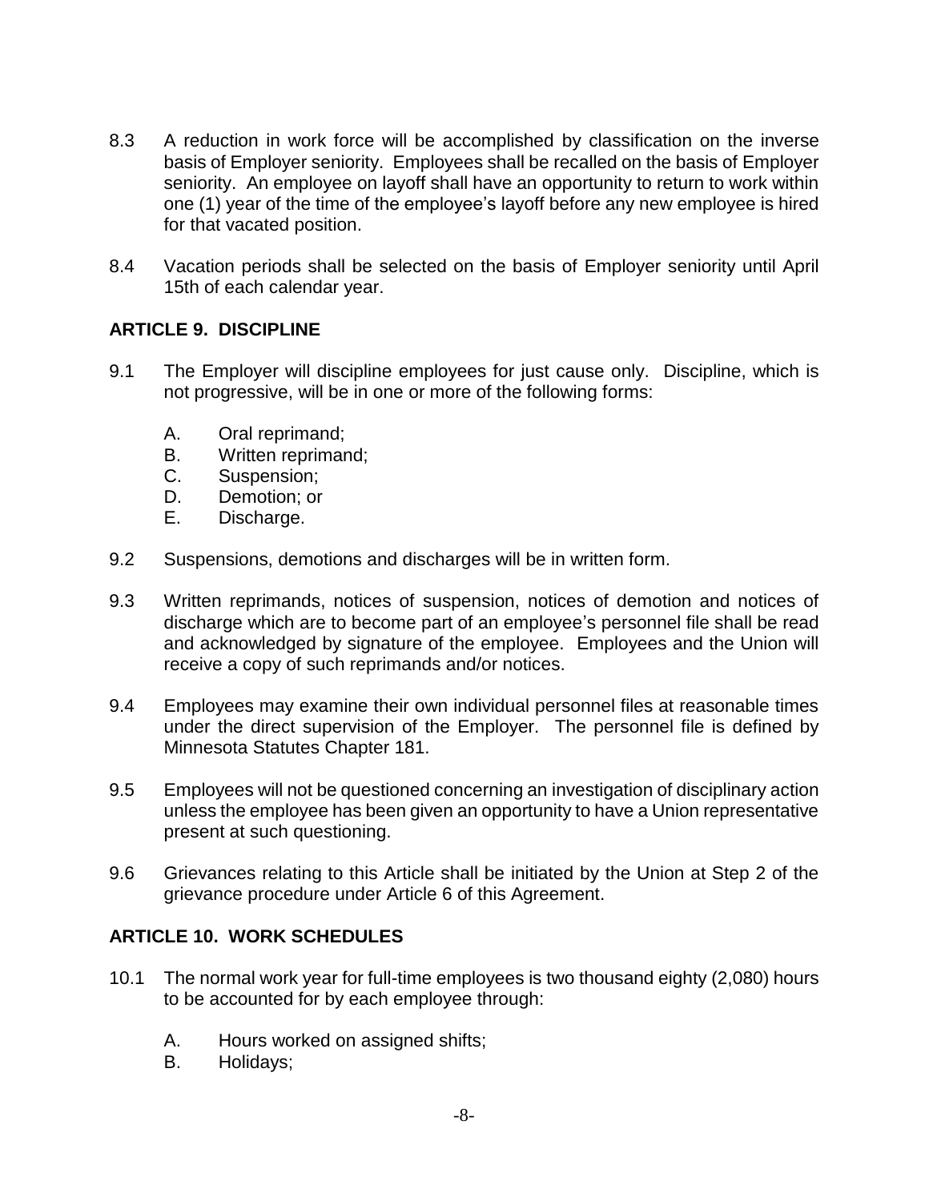8.3 A reduction in work force will be accomplished by classification on the inverse basis of Employer seniority. Employees shall be recalled on the basis of Employer seniority. An employee on layoff shall have an opportunity to return to work within one (1) year of the time of the employee's layoff before any new employee is hired for that vacated position.

8.4 Vacation periods shall be selected on the basis of Employer seniority until April 15th of each calendar year.

## ARTICLE 9. DISCIPLINE

9.1 The Employer will discipline employees for just cause only. Discipline, which is not progressive, will be in one or more of the following forms:

A. Oral reprimand;
B. Written reprimand;
C. Suspension;
D. Demotion; or
E. Discharge.

9.2 Suspensions, demotions and discharges will be in written form.

9.3 Written reprimands, notices of suspension, notices of demotion and notices of discharge which are to become part of an employee's personnel file shall be read and acknowledged by signature of the employee. Employees and the Union will receive a copy of such reprimands and/or notices.

9.4 Employees may examine their own individual personnel files at reasonable times under the direct supervision of the Employer. The personnel file is defined by Minnesota Statutes Chapter 181.

9.5 Employees will not be questioned concerning an investigation of disciplinary action unless the employee has been given an opportunity to have a Union representative present at such questioning.

9.6 Grievances relating to this Article shall be initiated by the Union at Step 2 of the grievance procedure under Article 6 of this Agreement.

## ARTICLE 10. WORK SCHEDULES

10.1 The normal work year for full-time employees is two thousand eighty (2,080) hours to be accounted for by each employee through:

A. Hours worked on assigned shifts;
B. Holidays;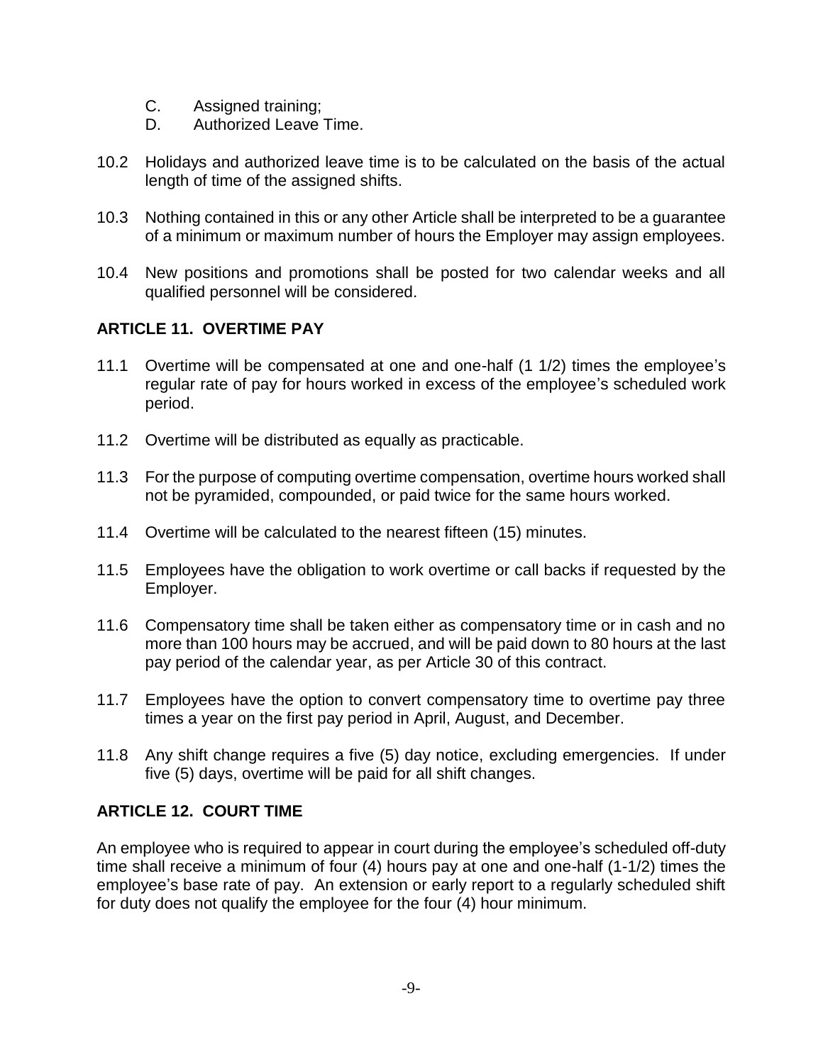C. Assigned training;
D. Authorized Leave Time.

10.2 Holidays and authorized leave time is to be calculated on the basis of the actual length of time of the assigned shifts.

10.3 Nothing contained in this or any other Article shall be interpreted to be a guarantee of a minimum or maximum number of hours the Employer may assign employees.

10.4 New positions and promotions shall be posted for two calendar weeks and all qualified personnel will be considered.

## ARTICLE 11. OVERTIME PAY

11.1 Overtime will be compensated at one and one-half (1 1/2) times the employee's regular rate of pay for hours worked in excess of the employee's scheduled work period.

11.2 Overtime will be distributed as equally as practicable.

11.3 For the purpose of computing overtime compensation, overtime hours worked shall not be pyramided, compounded, or paid twice for the same hours worked.

11.4 Overtime will be calculated to the nearest fifteen (15) minutes.

11.5 Employees have the obligation to work overtime or call backs if requested by the Employer.

11.6 Compensatory time shall be taken either as compensatory time or in cash and no more than 100 hours may be accrued, and will be paid down to 80 hours at the last pay period of the calendar year, as per Article 30 of this contract.

11.7 Employees have the option to convert compensatory time to overtime pay three times a year on the first pay period in April, August, and December.

11.8 Any shift change requires a five (5) day notice, excluding emergencies. If under five (5) days, overtime will be paid for all shift changes.

## ARTICLE 12. COURT TIME

An employee who is required to appear in court during the employee's scheduled off-duty time shall receive a minimum of four (4) hours pay at one and one-half (1-1/2) times the employee's base rate of pay. An extension or early report to a regularly scheduled shift for duty does not qualify the employee for the four (4) hour minimum.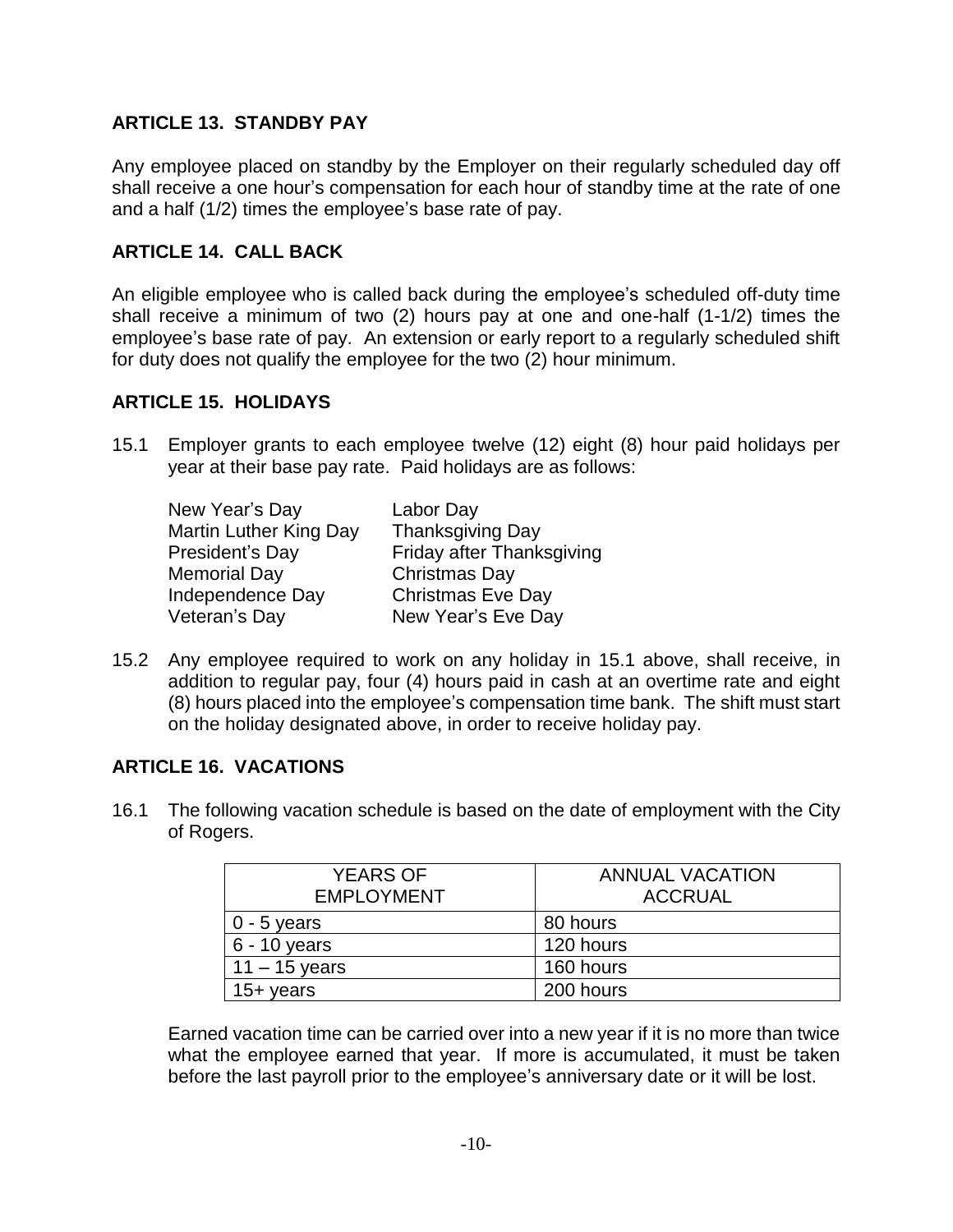## ARTICLE 13. STANDBY PAY

Any employee placed on standby by the Employer on their regularly scheduled day off shall receive a one hour's compensation for each hour of standby time at the rate of one and a half (1/2) times the employee's base rate of pay.

## ARTICLE 14. CALL BACK

An eligible employee who is called back during the employee's scheduled off-duty time shall receive a minimum of two (2) hours pay at one and one-half (1-1/2) times the employee's base rate of pay. An extension or early report to a regularly scheduled shift for duty does not qualify the employee for the two (2) hour minimum.

## ARTICLE 15. HOLIDAYS

15.1 Employer grants to each employee twelve (12) eight (8) hour paid holidays per year at their base pay rate. Paid holidays are as follows:

| | |
|---|---|
| New Year's Day | Labor Day |
| Martin Luther King Day | Thanksgiving Day |
| President's Day | Friday after Thanksgiving |
| Memorial Day | Christmas Day |
| Independence Day | Christmas Eve Day |
| Veteran's Day | New Year's Eve Day |

15.2 Any employee required to work on any holiday in 15.1 above, shall receive, in addition to regular pay, four (4) hours paid in cash at an overtime rate and eight (8) hours placed into the employee's compensation time bank. The shift must start on the holiday designated above, in order to receive holiday pay.

## ARTICLE 16. VACATIONS

16.1 The following vacation schedule is based on the date of employment with the City of Rogers.

| YEARS OF EMPLOYMENT | ANNUAL VACATION ACCRUAL |
|---|---|
| 0 - 5 years | 80 hours |
| 6 - 10 years | 120 hours |
| 11 – 15 years | 160 hours |
| 15+ years | 200 hours |

Earned vacation time can be carried over into a new year if it is no more than twice what the employee earned that year. If more is accumulated, it must be taken before the last payroll prior to the employee's anniversary date or it will be lost.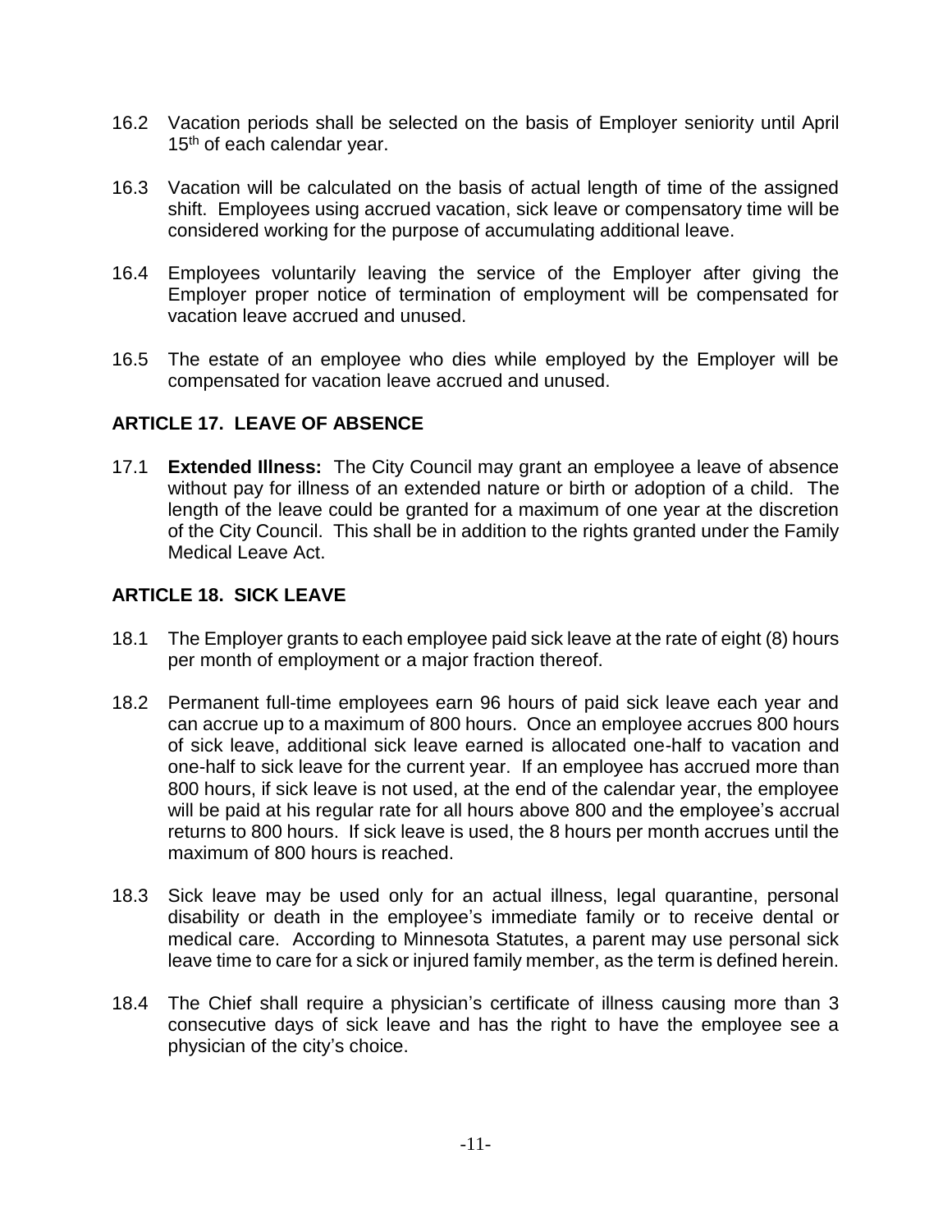16.2 Vacation periods shall be selected on the basis of Employer seniority until April 15th of each calendar year.

16.3 Vacation will be calculated on the basis of actual length of time of the assigned shift. Employees using accrued vacation, sick leave or compensatory time will be considered working for the purpose of accumulating additional leave.

16.4 Employees voluntarily leaving the service of the Employer after giving the Employer proper notice of termination of employment will be compensated for vacation leave accrued and unused.

16.5 The estate of an employee who dies while employed by the Employer will be compensated for vacation leave accrued and unused.

## ARTICLE 17. LEAVE OF ABSENCE

17.1 **Extended Illness:** The City Council may grant an employee a leave of absence without pay for illness of an extended nature or birth or adoption of a child. The length of the leave could be granted for a maximum of one year at the discretion of the City Council. This shall be in addition to the rights granted under the Family Medical Leave Act.

## ARTICLE 18. SICK LEAVE

18.1 The Employer grants to each employee paid sick leave at the rate of eight (8) hours per month of employment or a major fraction thereof.

18.2 Permanent full-time employees earn 96 hours of paid sick leave each year and can accrue up to a maximum of 800 hours. Once an employee accrues 800 hours of sick leave, additional sick leave earned is allocated one-half to vacation and one-half to sick leave for the current year. If an employee has accrued more than 800 hours, if sick leave is not used, at the end of the calendar year, the employee will be paid at his regular rate for all hours above 800 and the employee's accrual returns to 800 hours. If sick leave is used, the 8 hours per month accrues until the maximum of 800 hours is reached.

18.3 Sick leave may be used only for an actual illness, legal quarantine, personal disability or death in the employee's immediate family or to receive dental or medical care. According to Minnesota Statutes, a parent may use personal sick leave time to care for a sick or injured family member, as the term is defined herein.

18.4 The Chief shall require a physician's certificate of illness causing more than 3 consecutive days of sick leave and has the right to have the employee see a physician of the city's choice.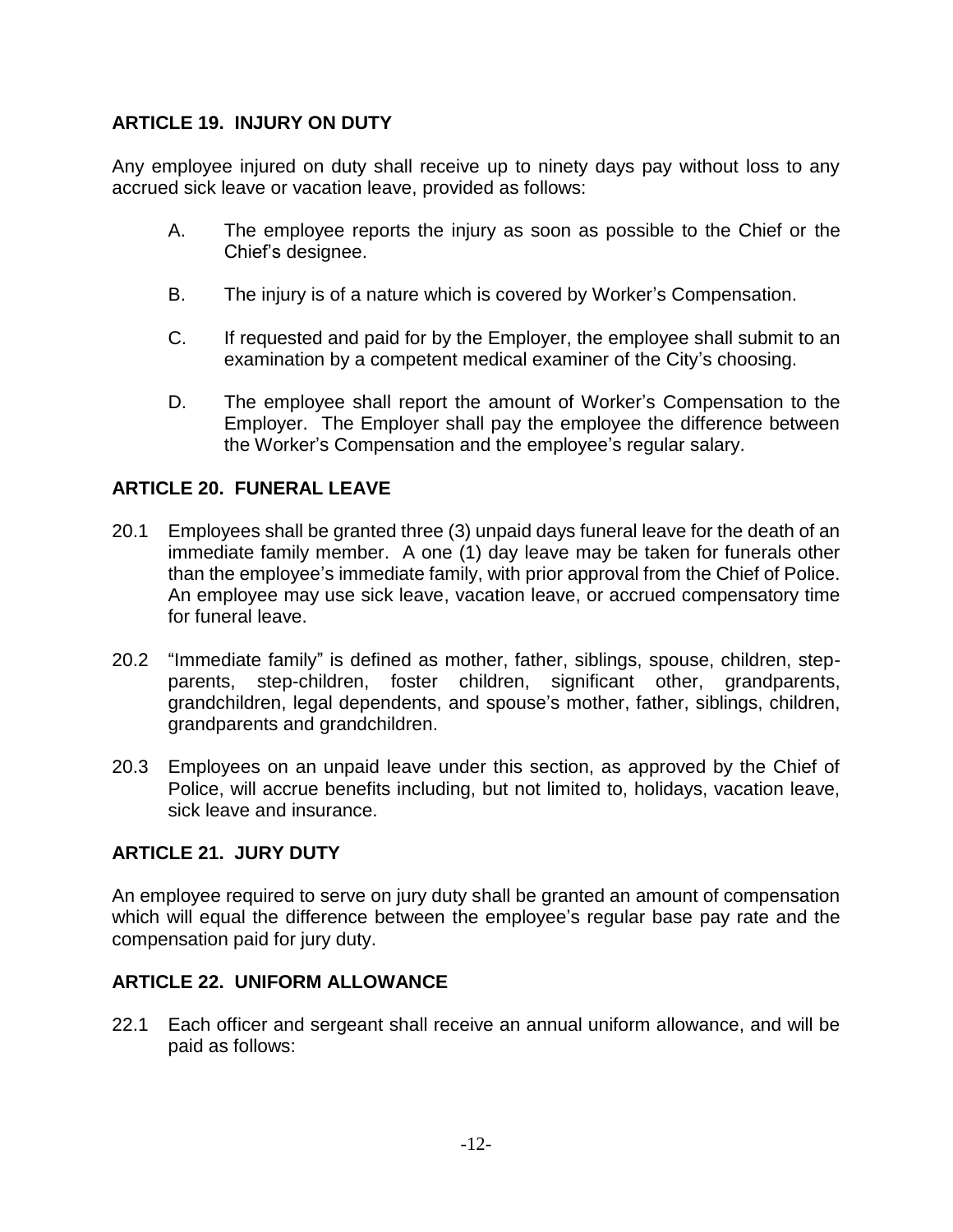## ARTICLE 19. INJURY ON DUTY

Any employee injured on duty shall receive up to ninety days pay without loss to any accrued sick leave or vacation leave, provided as follows:

A. The employee reports the injury as soon as possible to the Chief or the Chief's designee.

B. The injury is of a nature which is covered by Worker's Compensation.

C. If requested and paid for by the Employer, the employee shall submit to an examination by a competent medical examiner of the City's choosing.

D. The employee shall report the amount of Worker's Compensation to the Employer. The Employer shall pay the employee the difference between the Worker's Compensation and the employee's regular salary.

## ARTICLE 20. FUNERAL LEAVE

20.1 Employees shall be granted three (3) unpaid days funeral leave for the death of an immediate family member. A one (1) day leave may be taken for funerals other than the employee's immediate family, with prior approval from the Chief of Police. An employee may use sick leave, vacation leave, or accrued compensatory time for funeral leave.

20.2 "Immediate family" is defined as mother, father, siblings, spouse, children, step-parents, step-children, foster children, significant other, grandparents, grandchildren, legal dependents, and spouse's mother, father, siblings, children, grandparents and grandchildren.

20.3 Employees on an unpaid leave under this section, as approved by the Chief of Police, will accrue benefits including, but not limited to, holidays, vacation leave, sick leave and insurance.

## ARTICLE 21. JURY DUTY

An employee required to serve on jury duty shall be granted an amount of compensation which will equal the difference between the employee's regular base pay rate and the compensation paid for jury duty.

## ARTICLE 22. UNIFORM ALLOWANCE

22.1 Each officer and sergeant shall receive an annual uniform allowance, and will be paid as follows: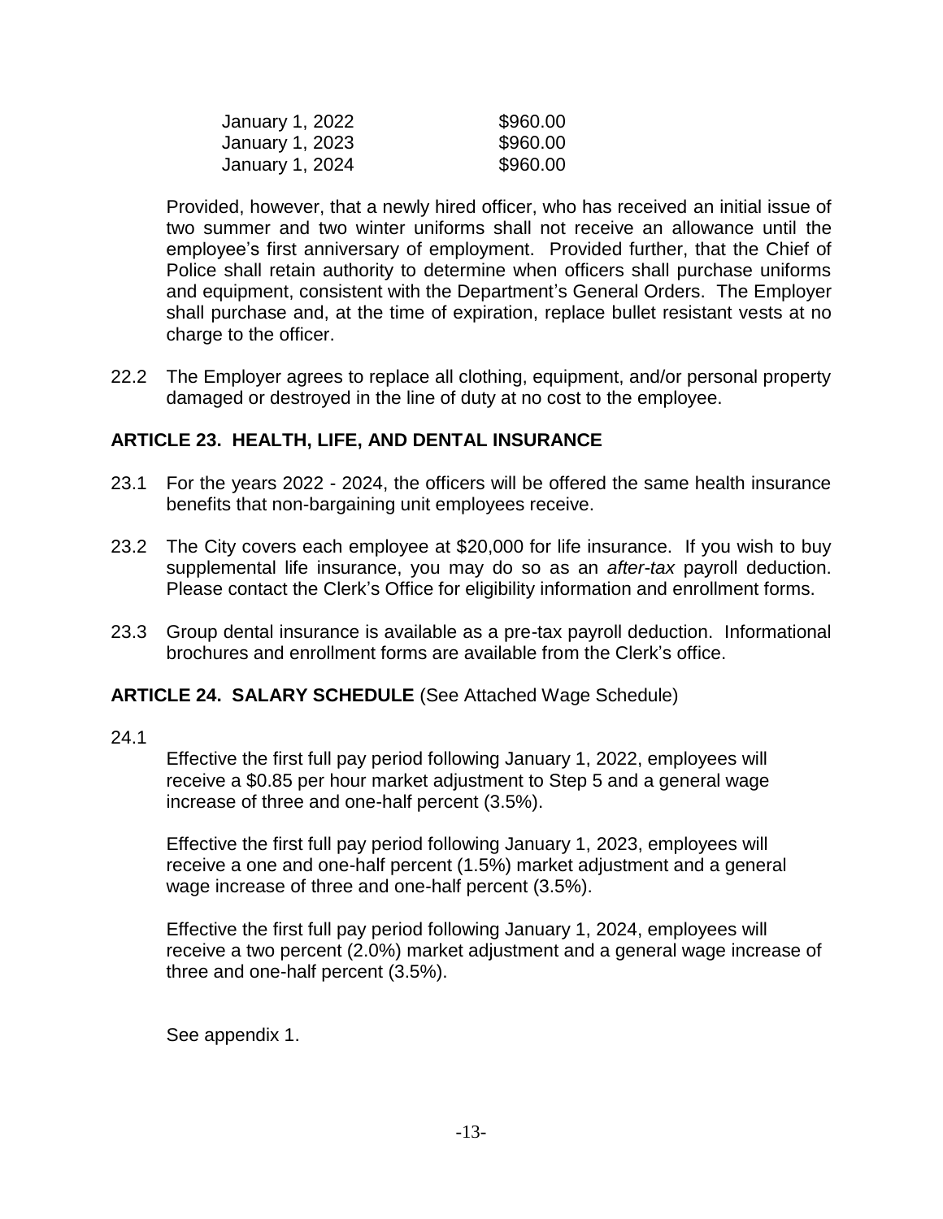| | |
|---|---|
| January 1, 2022 | $960.00 |
| January 1, 2023 | $960.00 |
| January 1, 2024 | $960.00 |

Provided, however, that a newly hired officer, who has received an initial issue of two summer and two winter uniforms shall not receive an allowance until the employee's first anniversary of employment. Provided further, that the Chief of Police shall retain authority to determine when officers shall purchase uniforms and equipment, consistent with the Department's General Orders. The Employer shall purchase and, at the time of expiration, replace bullet resistant vests at no charge to the officer.

22.2 The Employer agrees to replace all clothing, equipment, and/or personal property damaged or destroyed in the line of duty at no cost to the employee.

## ARTICLE 23. HEALTH, LIFE, AND DENTAL INSURANCE

23.1 For the years 2022 - 2024, the officers will be offered the same health insurance benefits that non-bargaining unit employees receive.

23.2 The City covers each employee at $20,000 for life insurance. If you wish to buy supplemental life insurance, you may do so as an *after-tax* payroll deduction. Please contact the Clerk's Office for eligibility information and enrollment forms.

23.3 Group dental insurance is available as a pre-tax payroll deduction. Informational brochures and enrollment forms are available from the Clerk's office.

## ARTICLE 24. SALARY SCHEDULE (See Attached Wage Schedule)

24.1

Effective the first full pay period following January 1, 2022, employees will receive a $0.85 per hour market adjustment to Step 5 and a general wage increase of three and one-half percent (3.5%).

Effective the first full pay period following January 1, 2023, employees will receive a one and one-half percent (1.5%) market adjustment and a general wage increase of three and one-half percent (3.5%).

Effective the first full pay period following January 1, 2024, employees will receive a two percent (2.0%) market adjustment and a general wage increase of three and one-half percent (3.5%).

See appendix 1.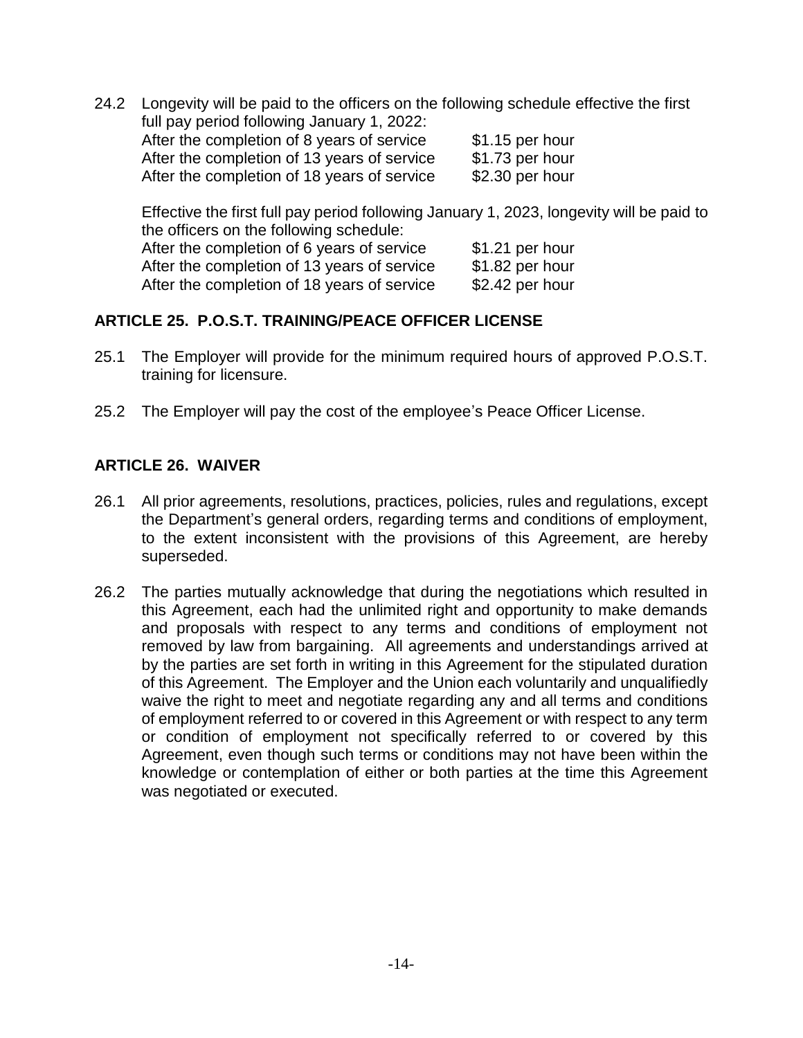24.2 Longevity will be paid to the officers on the following schedule effective the first full pay period following January 1, 2022:

| | |
|---|---|
| After the completion of 8 years of service | $1.15 per hour |
| After the completion of 13 years of service | $1.73 per hour |
| After the completion of 18 years of service | $2.30 per hour |

Effective the first full pay period following January 1, 2023, longevity will be paid to the officers on the following schedule:

| | |
|---|---|
| After the completion of 6 years of service | $1.21 per hour |
| After the completion of 13 years of service | $1.82 per hour |
| After the completion of 18 years of service | $2.42 per hour |

## ARTICLE 25. P.O.S.T. TRAINING/PEACE OFFICER LICENSE

25.1 The Employer will provide for the minimum required hours of approved P.O.S.T. training for licensure.

25.2 The Employer will pay the cost of the employee's Peace Officer License.

## ARTICLE 26. WAIVER

26.1 All prior agreements, resolutions, practices, policies, rules and regulations, except the Department's general orders, regarding terms and conditions of employment, to the extent inconsistent with the provisions of this Agreement, are hereby superseded.

26.2 The parties mutually acknowledge that during the negotiations which resulted in this Agreement, each had the unlimited right and opportunity to make demands and proposals with respect to any terms and conditions of employment not removed by law from bargaining. All agreements and understandings arrived at by the parties are set forth in writing in this Agreement for the stipulated duration of this Agreement. The Employer and the Union each voluntarily and unqualifiedly waive the right to meet and negotiate regarding any and all terms and conditions of employment referred to or covered in this Agreement or with respect to any term or condition of employment not specifically referred to or covered by this Agreement, even though such terms or conditions may not have been within the knowledge or contemplation of either or both parties at the time this Agreement was negotiated or executed.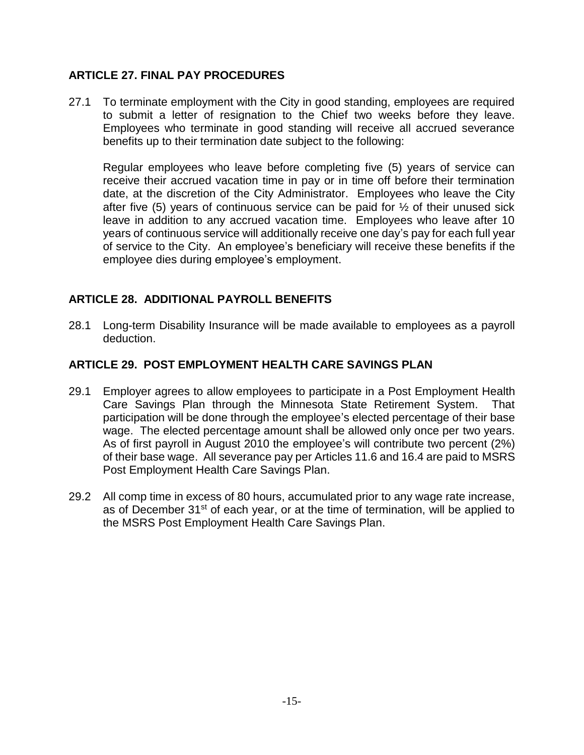## ARTICLE 27. FINAL PAY PROCEDURES

27.1 To terminate employment with the City in good standing, employees are required to submit a letter of resignation to the Chief two weeks before they leave. Employees who terminate in good standing will receive all accrued severance benefits up to their termination date subject to the following:

Regular employees who leave before completing five (5) years of service can receive their accrued vacation time in pay or in time off before their termination date, at the discretion of the City Administrator. Employees who leave the City after five (5) years of continuous service can be paid for ½ of their unused sick leave in addition to any accrued vacation time. Employees who leave after 10 years of continuous service will additionally receive one day's pay for each full year of service to the City. An employee's beneficiary will receive these benefits if the employee dies during employee's employment.

## ARTICLE 28. ADDITIONAL PAYROLL BENEFITS

28.1 Long-term Disability Insurance will be made available to employees as a payroll deduction.

## ARTICLE 29. POST EMPLOYMENT HEALTH CARE SAVINGS PLAN

29.1 Employer agrees to allow employees to participate in a Post Employment Health Care Savings Plan through the Minnesota State Retirement System. That participation will be done through the employee's elected percentage of their base wage. The elected percentage amount shall be allowed only once per two years. As of first payroll in August 2010 the employee's will contribute two percent (2%) of their base wage. All severance pay per Articles 11.6 and 16.4 are paid to MSRS Post Employment Health Care Savings Plan.

29.2 All comp time in excess of 80 hours, accumulated prior to any wage rate increase, as of December 31st of each year, or at the time of termination, will be applied to the MSRS Post Employment Health Care Savings Plan.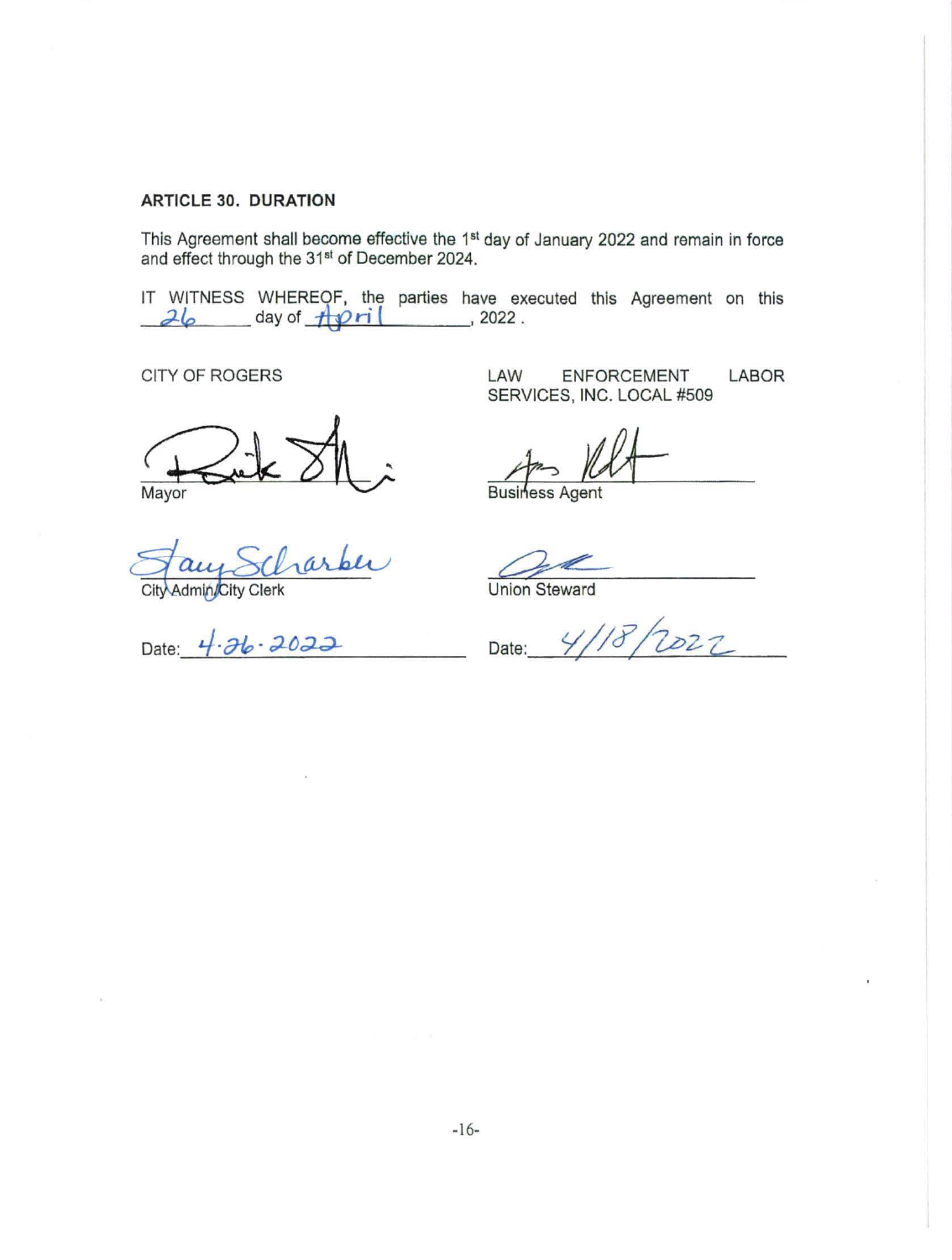**ARTICLE 30. DURATION**

This Agreement shall become effective the 1st day of January 2022 and remain in force and effect through the 31st of December 2024.

IT WITNESS WHEREOF, the parties have executed this Agreement on this 26 day of April, 2022.

CITY OF ROGERS

Mayor

City Admin/City Clerk

Date: 4-26-2022

LAW ENFORCEMENT LABOR SERVICES, INC. LOCAL #509

Business Agent

Union Steward

Date: 4/18/2022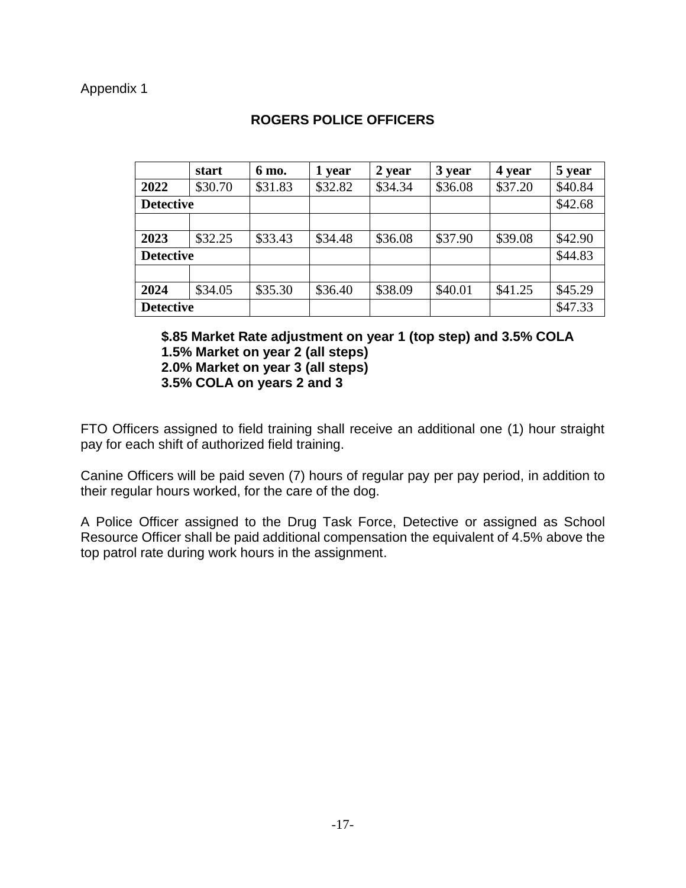Appendix 1

## ROGERS POLICE OFFICERS

| | start | 6 mo. | 1 year | 2 year | 3 year | 4 year | 5 year |
|---|---|---|---|---|---|---|---|
| **2022** | $30.70 | $31.83 | $32.82 | $34.34 | $36.08 | $37.20 | $40.84 |
| **Detective** | | | | | | | $42.68 |
| | | | | | | | |
| **2023** | $32.25 | $33.43 | $34.48 | $36.08 | $37.90 | $39.08 | $42.90 |
| **Detective** | | | | | | | $44.83 |
| | | | | | | | |
| **2024** | $34.05 | $35.30 | $36.40 | $38.09 | $40.01 | $41.25 | $45.29 |
| **Detective** | | | | | | | $47.33 |

**$.85 Market Rate adjustment on year 1 (top step) and 3.5% COLA**
**1.5% Market on year 2 (all steps)**
**2.0% Market on year 3 (all steps)**
**3.5% COLA on years 2 and 3**

FTO Officers assigned to field training shall receive an additional one (1) hour straight pay for each shift of authorized field training.

Canine Officers will be paid seven (7) hours of regular pay per pay period, in addition to their regular hours worked, for the care of the dog.

A Police Officer assigned to the Drug Task Force, Detective or assigned as School Resource Officer shall be paid additional compensation the equivalent of 4.5% above the top patrol rate during work hours in the assignment.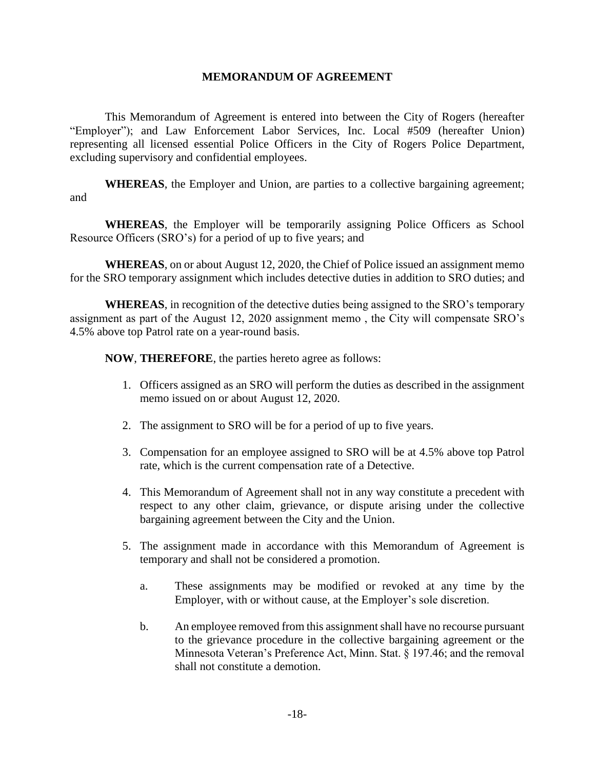# MEMORANDUM OF AGREEMENT

This Memorandum of Agreement is entered into between the City of Rogers (hereafter "Employer"); and Law Enforcement Labor Services, Inc. Local #509 (hereafter Union) representing all licensed essential Police Officers in the City of Rogers Police Department, excluding supervisory and confidential employees.

**WHEREAS**, the Employer and Union, are parties to a collective bargaining agreement; and

**WHEREAS**, the Employer will be temporarily assigning Police Officers as School Resource Officers (SRO's) for a period of up to five years; and

**WHEREAS**, on or about August 12, 2020, the Chief of Police issued an assignment memo for the SRO temporary assignment which includes detective duties in addition to SRO duties; and

**WHEREAS**, in recognition of the detective duties being assigned to the SRO's temporary assignment as part of the August 12, 2020 assignment memo , the City will compensate SRO's 4.5% above top Patrol rate on a year-round basis.

**NOW**, **THEREFORE**, the parties hereto agree as follows:

1. Officers assigned as an SRO will perform the duties as described in the assignment memo issued on or about August 12, 2020.
2. The assignment to SRO will be for a period of up to five years.
3. Compensation for an employee assigned to SRO will be at 4.5% above top Patrol rate, which is the current compensation rate of a Detective.
4. This Memorandum of Agreement shall not in any way constitute a precedent with respect to any other claim, grievance, or dispute arising under the collective bargaining agreement between the City and the Union.
5. The assignment made in accordance with this Memorandum of Agreement is temporary and shall not be considered a promotion.
   a. These assignments may be modified or revoked at any time by the Employer, with or without cause, at the Employer's sole discretion.
   b. An employee removed from this assignment shall have no recourse pursuant to the grievance procedure in the collective bargaining agreement or the Minnesota Veteran's Preference Act, Minn. Stat. § 197.46; and the removal shall not constitute a demotion.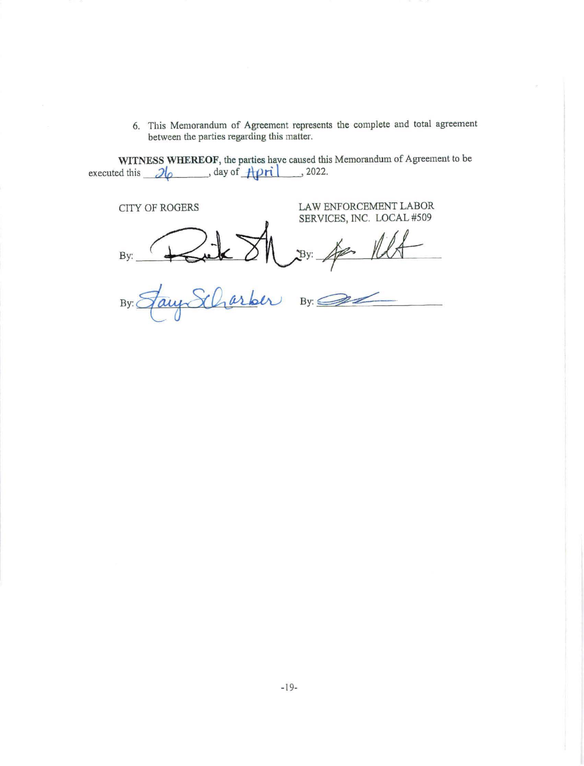6. This Memorandum of Agreement represents the complete and total agreement between the parties regarding this matter.

**WITNESS WHEREOF**, the parties have caused this Memorandum of Agreement to be executed this 26, day of April, 2022.

| CITY OF ROGERS | LAW ENFORCEMENT LABOR SERVICES, INC. LOCAL #509 |
|---|---|
| By: ______________________ | By: ______________________ |
| By: ______________________ | By: ______________________ |